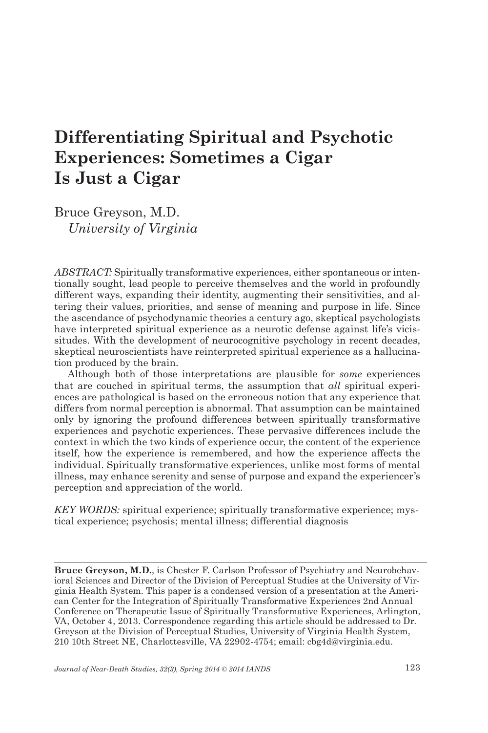# Differentiating Spiritual and Psychotic Experiences: Sometimes a Cigar Is Just a Cigar

Bruce Greyson, M.D.
*University of Virginia*

*ABSTRACT:* Spiritually transformative experiences, either spontaneous or intentionally sought, lead people to perceive themselves and the world in profoundly different ways, expanding their identity, augmenting their sensitivities, and altering their values, priorities, and sense of meaning and purpose in life. Since the ascendance of psychodynamic theories a century ago, skeptical psychologists have interpreted spiritual experience as a neurotic defense against life's vicissitudes. With the development of neurocognitive psychology in recent decades, skeptical neuroscientists have reinterpreted spiritual experience as a hallucination produced by the brain.

Although both of those interpretations are plausible for *some* experiences that are couched in spiritual terms, the assumption that *all* spiritual experiences are pathological is based on the erroneous notion that any experience that differs from normal perception is abnormal. That assumption can be maintained only by ignoring the profound differences between spiritually transformative experiences and psychotic experiences. These pervasive differences include the context in which the two kinds of experience occur, the content of the experience itself, how the experience is remembered, and how the experience affects the individual. Spiritually transformative experiences, unlike most forms of mental illness, may enhance serenity and sense of purpose and expand the experiencer's perception and appreciation of the world.

*KEY WORDS:* spiritual experience; spiritually transformative experience; mystical experience; psychosis; mental illness; differential diagnosis

---

**Bruce Greyson, M.D.**, is Chester F. Carlson Professor of Psychiatry and Neurobehavioral Sciences and Director of the Division of Perceptual Studies at the University of Virginia Health System. This paper is a condensed version of a presentation at the American Center for the Integration of Spiritually Transformative Experiences 2nd Annual Conference on Therapeutic Issue of Spiritually Transformative Experiences, Arlington, VA, October 4, 2013. Correspondence regarding this article should be addressed to Dr. Greyson at the Division of Perceptual Studies, University of Virginia Health System, 210 10th Street NE, Charlottesville, VA 22902-4754; email: cbg4d@virginia.edu.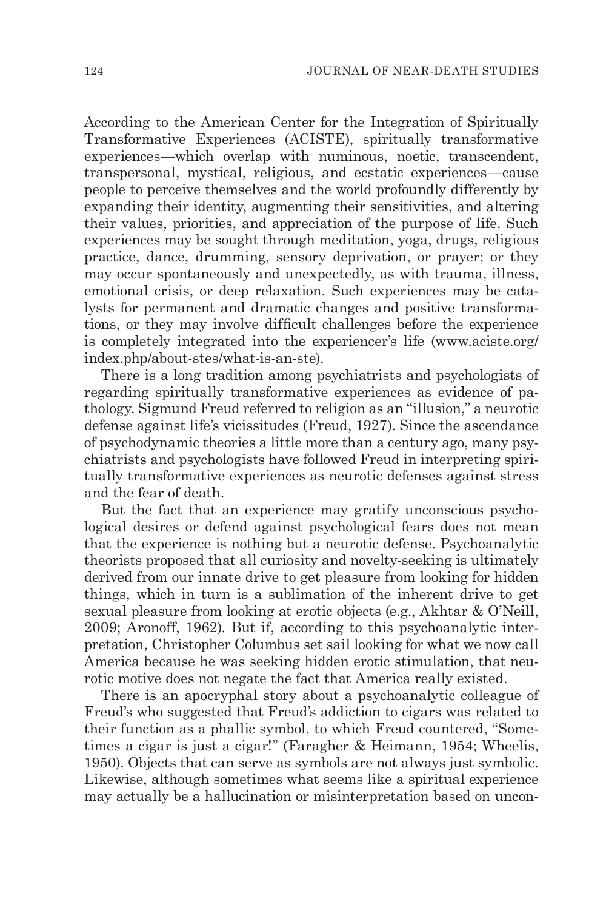According to the American Center for the Integration of Spiritually Transformative Experiences (ACISTE), spiritually transformative experiences—which overlap with numinous, noetic, transcendent, transpersonal, mystical, religious, and ecstatic experiences—cause people to perceive themselves and the world profoundly differently by expanding their identity, augmenting their sensitivities, and altering their values, priorities, and appreciation of the purpose of life. Such experiences may be sought through meditation, yoga, drugs, religious practice, dance, drumming, sensory deprivation, or prayer; or they may occur spontaneously and unexpectedly, as with trauma, illness, emotional crisis, or deep relaxation. Such experiences may be catalysts for permanent and dramatic changes and positive transformations, or they may involve difficult challenges before the experience is completely integrated into the experiencer's life (www.aciste.org/index.php/about-stes/what-is-an-ste).

There is a long tradition among psychiatrists and psychologists of regarding spiritually transformative experiences as evidence of pathology. Sigmund Freud referred to religion as an "illusion," a neurotic defense against life's vicissitudes (Freud, 1927). Since the ascendance of psychodynamic theories a little more than a century ago, many psychiatrists and psychologists have followed Freud in interpreting spiritually transformative experiences as neurotic defenses against stress and the fear of death.

But the fact that an experience may gratify unconscious psychological desires or defend against psychological fears does not mean that the experience is nothing but a neurotic defense. Psychoanalytic theorists proposed that all curiosity and novelty-seeking is ultimately derived from our innate drive to get pleasure from looking for hidden things, which in turn is a sublimation of the inherent drive to get sexual pleasure from looking at erotic objects (e.g., Akhtar & O'Neill, 2009; Aronoff, 1962). But if, according to this psychoanalytic interpretation, Christopher Columbus set sail looking for what we now call America because he was seeking hidden erotic stimulation, that neurotic motive does not negate the fact that America really existed.

There is an apocryphal story about a psychoanalytic colleague of Freud's who suggested that Freud's addiction to cigars was related to their function as a phallic symbol, to which Freud countered, "Sometimes a cigar is just a cigar!" (Faragher & Heimann, 1954; Wheelis, 1950). Objects that can serve as symbols are not always just symbolic. Likewise, although sometimes what seems like a spiritual experience may actually be a hallucination or misinterpretation based on uncon-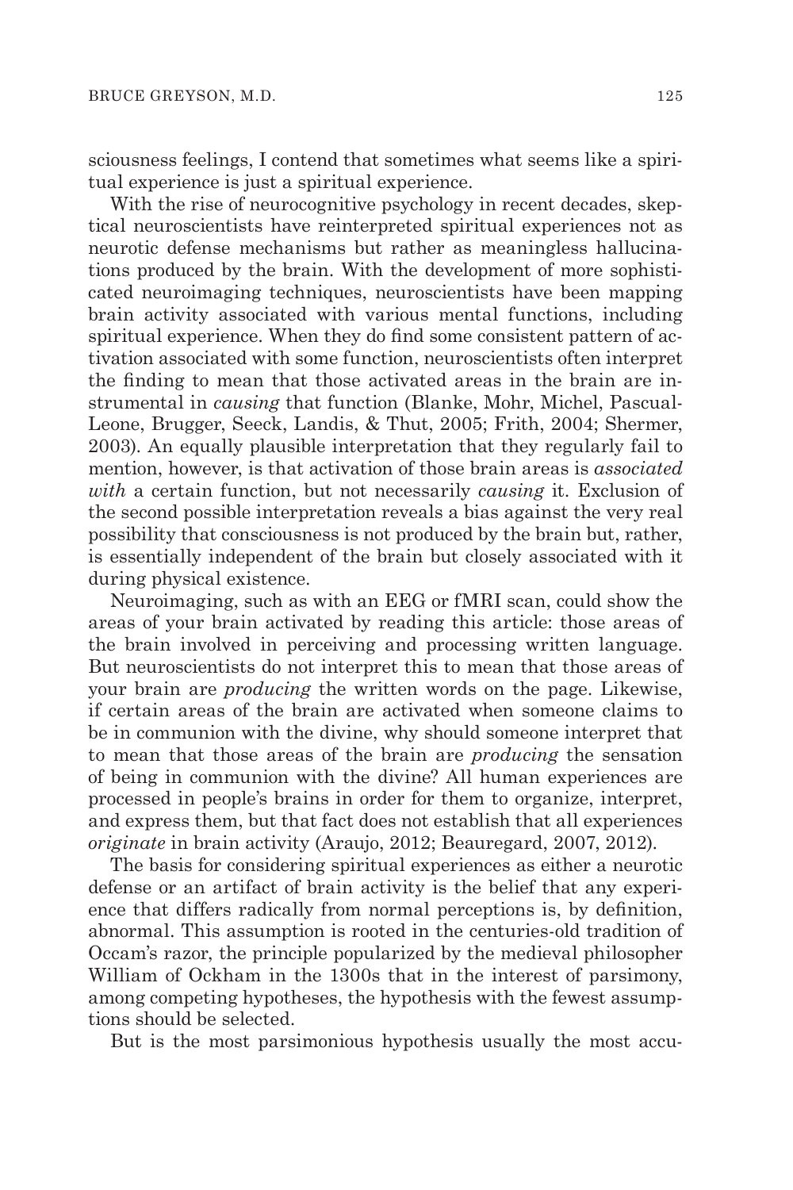sciousness feelings, I contend that sometimes what seems like a spiritual experience is just a spiritual experience.

With the rise of neurocognitive psychology in recent decades, skeptical neuroscientists have reinterpreted spiritual experiences not as neurotic defense mechanisms but rather as meaningless hallucinations produced by the brain. With the development of more sophisticated neuroimaging techniques, neuroscientists have been mapping brain activity associated with various mental functions, including spiritual experience. When they do find some consistent pattern of activation associated with some function, neuroscientists often interpret the finding to mean that those activated areas in the brain are instrumental in *causing* that function (Blanke, Mohr, Michel, Pascual-Leone, Brugger, Seeck, Landis, & Thut, 2005; Frith, 2004; Shermer, 2003). An equally plausible interpretation that they regularly fail to mention, however, is that activation of those brain areas is *associated with* a certain function, but not necessarily *causing* it. Exclusion of the second possible interpretation reveals a bias against the very real possibility that consciousness is not produced by the brain but, rather, is essentially independent of the brain but closely associated with it during physical existence.

Neuroimaging, such as with an EEG or fMRI scan, could show the areas of your brain activated by reading this article: those areas of the brain involved in perceiving and processing written language. But neuroscientists do not interpret this to mean that those areas of your brain are *producing* the written words on the page. Likewise, if certain areas of the brain are activated when someone claims to be in communion with the divine, why should someone interpret that to mean that those areas of the brain are *producing* the sensation of being in communion with the divine? All human experiences are processed in people's brains in order for them to organize, interpret, and express them, but that fact does not establish that all experiences *originate* in brain activity (Araujo, 2012; Beauregard, 2007, 2012).

The basis for considering spiritual experiences as either a neurotic defense or an artifact of brain activity is the belief that any experience that differs radically from normal perceptions is, by definition, abnormal. This assumption is rooted in the centuries-old tradition of Occam's razor, the principle popularized by the medieval philosopher William of Ockham in the 1300s that in the interest of parsimony, among competing hypotheses, the hypothesis with the fewest assumptions should be selected.

But is the most parsimonious hypothesis usually the most accu-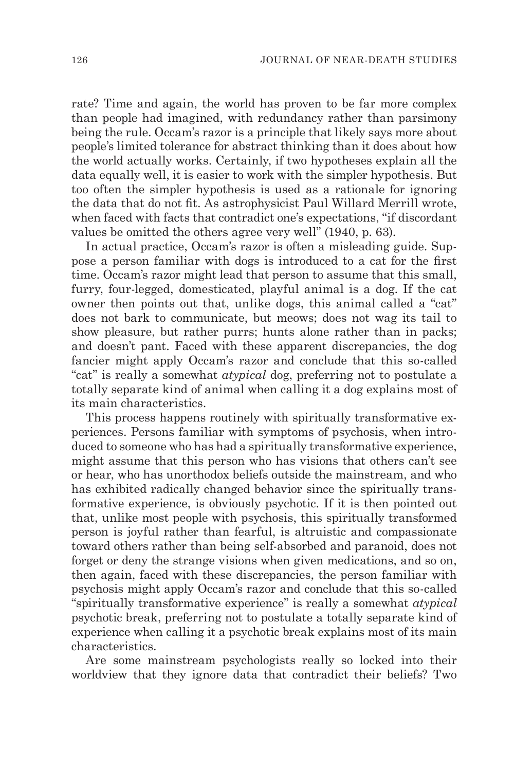rate? Time and again, the world has proven to be far more complex than people had imagined, with redundancy rather than parsimony being the rule. Occam's razor is a principle that likely says more about people's limited tolerance for abstract thinking than it does about how the world actually works. Certainly, if two hypotheses explain all the data equally well, it is easier to work with the simpler hypothesis. But too often the simpler hypothesis is used as a rationale for ignoring the data that do not fit. As astrophysicist Paul Willard Merrill wrote, when faced with facts that contradict one's expectations, "if discordant values be omitted the others agree very well" (1940, p. 63).

In actual practice, Occam's razor is often a misleading guide. Suppose a person familiar with dogs is introduced to a cat for the first time. Occam's razor might lead that person to assume that this small, furry, four-legged, domesticated, playful animal is a dog. If the cat owner then points out that, unlike dogs, this animal called a "cat" does not bark to communicate, but meows; does not wag its tail to show pleasure, but rather purrs; hunts alone rather than in packs; and doesn't pant. Faced with these apparent discrepancies, the dog fancier might apply Occam's razor and conclude that this so-called "cat" is really a somewhat *atypical* dog, preferring not to postulate a totally separate kind of animal when calling it a dog explains most of its main characteristics.

This process happens routinely with spiritually transformative experiences. Persons familiar with symptoms of psychosis, when introduced to someone who has had a spiritually transformative experience, might assume that this person who has visions that others can't see or hear, who has unorthodox beliefs outside the mainstream, and who has exhibited radically changed behavior since the spiritually transformative experience, is obviously psychotic. If it is then pointed out that, unlike most people with psychosis, this spiritually transformed person is joyful rather than fearful, is altruistic and compassionate toward others rather than being self-absorbed and paranoid, does not forget or deny the strange visions when given medications, and so on, then again, faced with these discrepancies, the person familiar with psychosis might apply Occam's razor and conclude that this so-called "spiritually transformative experience" is really a somewhat *atypical* psychotic break, preferring not to postulate a totally separate kind of experience when calling it a psychotic break explains most of its main characteristics.

Are some mainstream psychologists really so locked into their worldview that they ignore data that contradict their beliefs? Two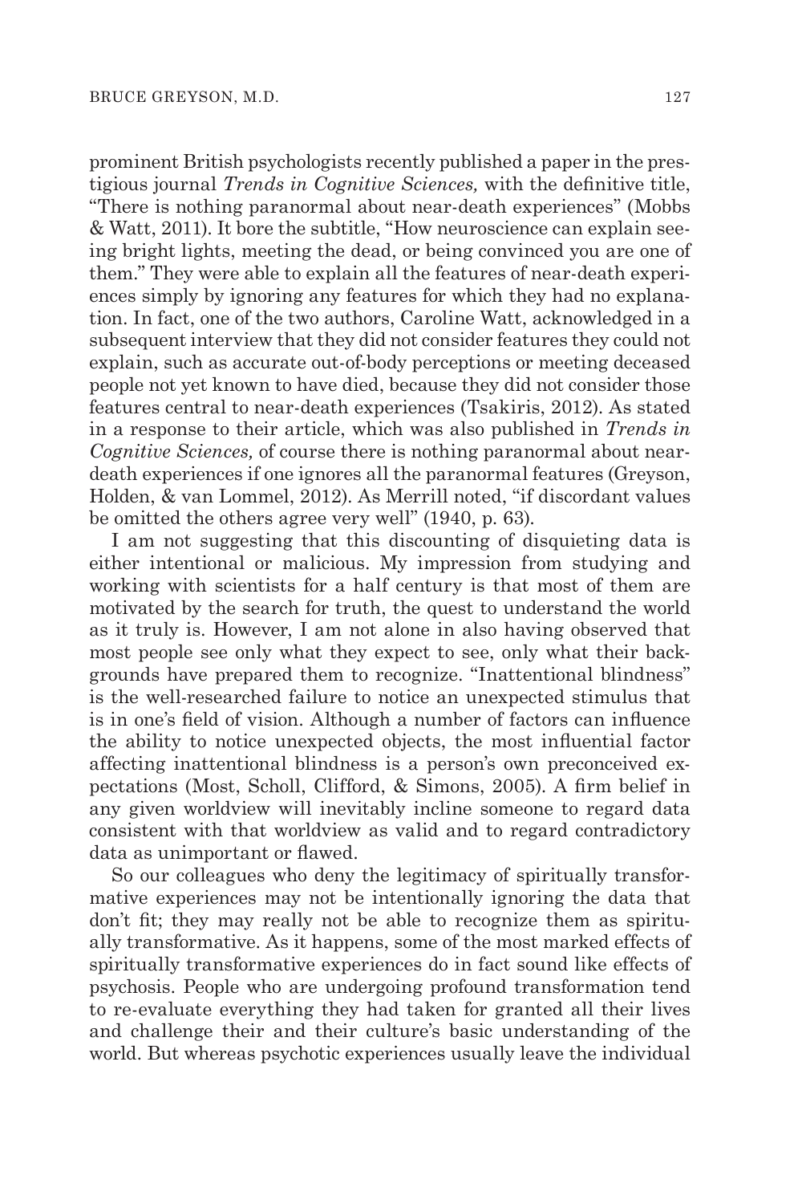prominent British psychologists recently published a paper in the prestigious journal *Trends in Cognitive Sciences,* with the definitive title, "There is nothing paranormal about near-death experiences" (Mobbs & Watt, 2011). It bore the subtitle, "How neuroscience can explain seeing bright lights, meeting the dead, or being convinced you are one of them." They were able to explain all the features of near-death experiences simply by ignoring any features for which they had no explanation. In fact, one of the two authors, Caroline Watt, acknowledged in a subsequent interview that they did not consider features they could not explain, such as accurate out-of-body perceptions or meeting deceased people not yet known to have died, because they did not consider those features central to near-death experiences (Tsakiris, 2012). As stated in a response to their article, which was also published in *Trends in Cognitive Sciences,* of course there is nothing paranormal about near-death experiences if one ignores all the paranormal features (Greyson, Holden, & van Lommel, 2012). As Merrill noted, "if discordant values be omitted the others agree very well" (1940, p. 63).

I am not suggesting that this discounting of disquieting data is either intentional or malicious. My impression from studying and working with scientists for a half century is that most of them are motivated by the search for truth, the quest to understand the world as it truly is. However, I am not alone in also having observed that most people see only what they expect to see, only what their backgrounds have prepared them to recognize. "Inattentional blindness" is the well-researched failure to notice an unexpected stimulus that is in one's field of vision. Although a number of factors can influence the ability to notice unexpected objects, the most influential factor affecting inattentional blindness is a person's own preconceived expectations (Most, Scholl, Clifford, & Simons, 2005). A firm belief in any given worldview will inevitably incline someone to regard data consistent with that worldview as valid and to regard contradictory data as unimportant or flawed.

So our colleagues who deny the legitimacy of spiritually transformative experiences may not be intentionally ignoring the data that don't fit; they may really not be able to recognize them as spiritually transformative. As it happens, some of the most marked effects of spiritually transformative experiences do in fact sound like effects of psychosis. People who are undergoing profound transformation tend to re-evaluate everything they had taken for granted all their lives and challenge their and their culture's basic understanding of the world. But whereas psychotic experiences usually leave the individual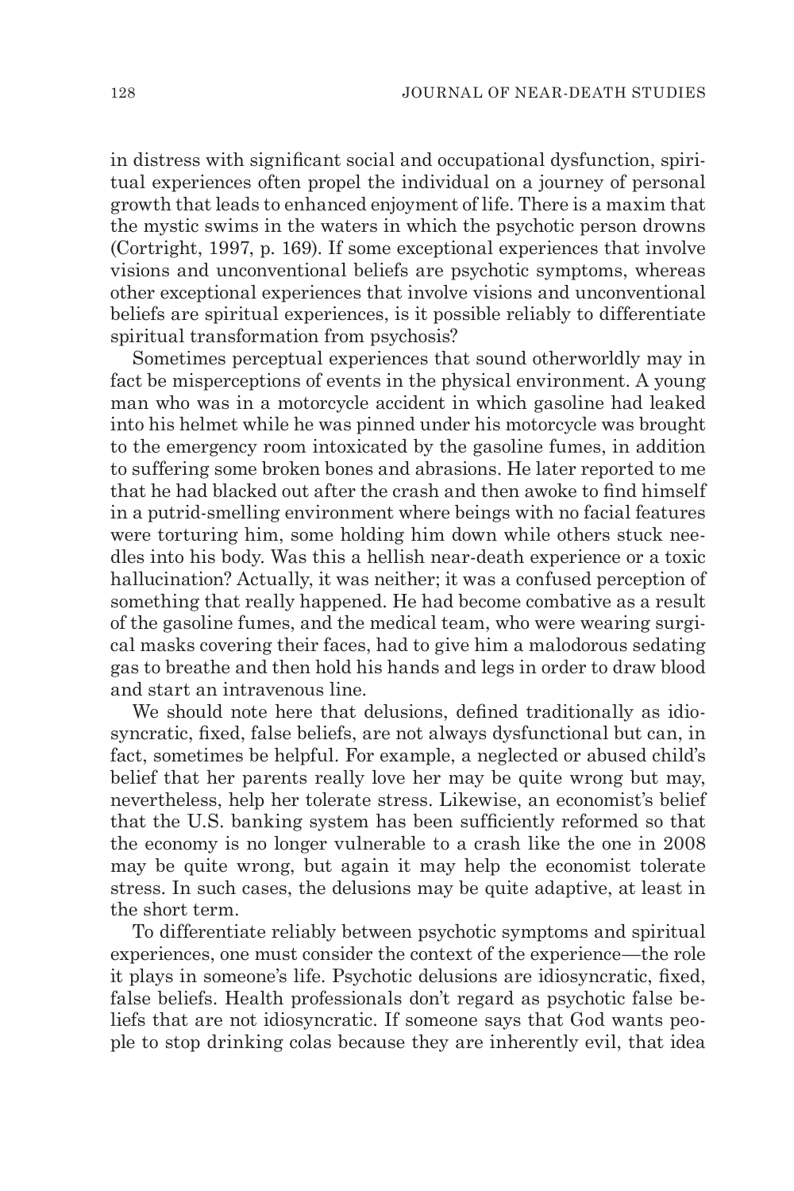in distress with significant social and occupational dysfunction, spiritual experiences often propel the individual on a journey of personal growth that leads to enhanced enjoyment of life. There is a maxim that the mystic swims in the waters in which the psychotic person drowns (Cortright, 1997, p. 169). If some exceptional experiences that involve visions and unconventional beliefs are psychotic symptoms, whereas other exceptional experiences that involve visions and unconventional beliefs are spiritual experiences, is it possible reliably to differentiate spiritual transformation from psychosis?

Sometimes perceptual experiences that sound otherworldly may in fact be misperceptions of events in the physical environment. A young man who was in a motorcycle accident in which gasoline had leaked into his helmet while he was pinned under his motorcycle was brought to the emergency room intoxicated by the gasoline fumes, in addition to suffering some broken bones and abrasions. He later reported to me that he had blacked out after the crash and then awoke to find himself in a putrid-smelling environment where beings with no facial features were torturing him, some holding him down while others stuck needles into his body. Was this a hellish near-death experience or a toxic hallucination? Actually, it was neither; it was a confused perception of something that really happened. He had become combative as a result of the gasoline fumes, and the medical team, who were wearing surgical masks covering their faces, had to give him a malodorous sedating gas to breathe and then hold his hands and legs in order to draw blood and start an intravenous line.

We should note here that delusions, defined traditionally as idiosyncratic, fixed, false beliefs, are not always dysfunctional but can, in fact, sometimes be helpful. For example, a neglected or abused child's belief that her parents really love her may be quite wrong but may, nevertheless, help her tolerate stress. Likewise, an economist's belief that the U.S. banking system has been sufficiently reformed so that the economy is no longer vulnerable to a crash like the one in 2008 may be quite wrong, but again it may help the economist tolerate stress. In such cases, the delusions may be quite adaptive, at least in the short term.

To differentiate reliably between psychotic symptoms and spiritual experiences, one must consider the context of the experience—the role it plays in someone's life. Psychotic delusions are idiosyncratic, fixed, false beliefs. Health professionals don't regard as psychotic false beliefs that are not idiosyncratic. If someone says that God wants people to stop drinking colas because they are inherently evil, that idea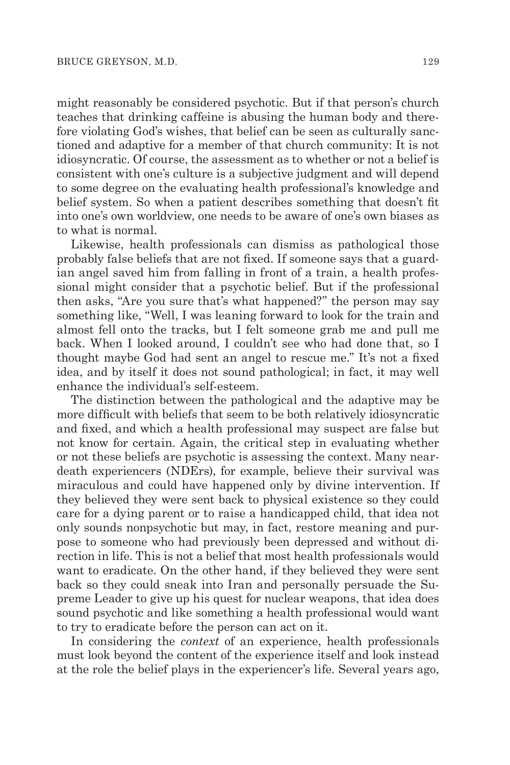might reasonably be considered psychotic. But if that person's church teaches that drinking caffeine is abusing the human body and therefore violating God's wishes, that belief can be seen as culturally sanctioned and adaptive for a member of that church community: It is not idiosyncratic. Of course, the assessment as to whether or not a belief is consistent with one's culture is a subjective judgment and will depend to some degree on the evaluating health professional's knowledge and belief system. So when a patient describes something that doesn't fit into one's own worldview, one needs to be aware of one's own biases as to what is normal.

Likewise, health professionals can dismiss as pathological those probably false beliefs that are not fixed. If someone says that a guardian angel saved him from falling in front of a train, a health professional might consider that a psychotic belief. But if the professional then asks, "Are you sure that's what happened?" the person may say something like, "Well, I was leaning forward to look for the train and almost fell onto the tracks, but I felt someone grab me and pull me back. When I looked around, I couldn't see who had done that, so I thought maybe God had sent an angel to rescue me." It's not a fixed idea, and by itself it does not sound pathological; in fact, it may well enhance the individual's self-esteem.

The distinction between the pathological and the adaptive may be more difficult with beliefs that seem to be both relatively idiosyncratic and fixed, and which a health professional may suspect are false but not know for certain. Again, the critical step in evaluating whether or not these beliefs are psychotic is assessing the context. Many near-death experiencers (NDErs), for example, believe their survival was miraculous and could have happened only by divine intervention. If they believed they were sent back to physical existence so they could care for a dying parent or to raise a handicapped child, that idea not only sounds nonpsychotic but may, in fact, restore meaning and purpose to someone who had previously been depressed and without direction in life. This is not a belief that most health professionals would want to eradicate. On the other hand, if they believed they were sent back so they could sneak into Iran and personally persuade the Supreme Leader to give up his quest for nuclear weapons, that idea does sound psychotic and like something a health professional would want to try to eradicate before the person can act on it.

In considering the *context* of an experience, health professionals must look beyond the content of the experience itself and look instead at the role the belief plays in the experiencer's life. Several years ago,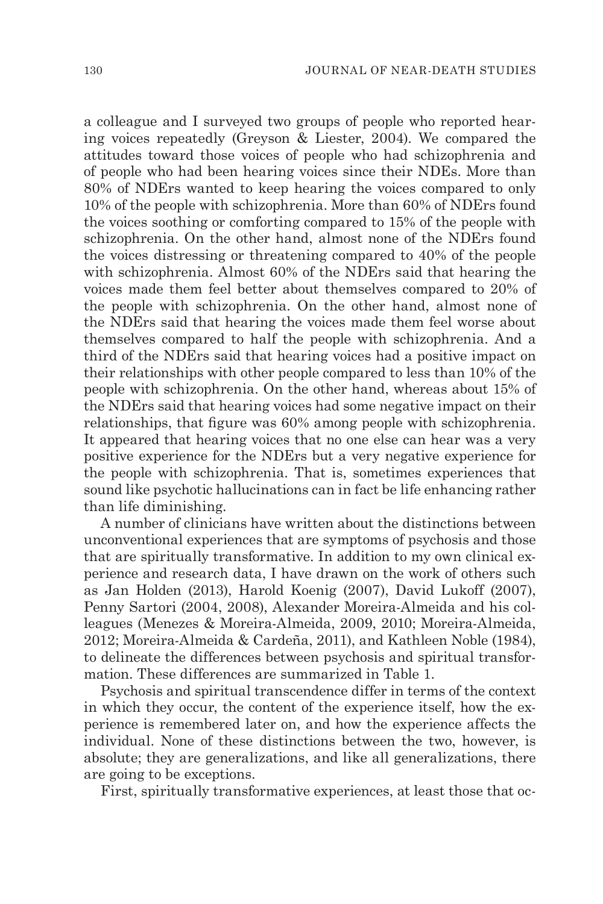a colleague and I surveyed two groups of people who reported hearing voices repeatedly (Greyson & Liester, 2004). We compared the attitudes toward those voices of people who had schizophrenia and of people who had been hearing voices since their NDEs. More than 80% of NDErs wanted to keep hearing the voices compared to only 10% of the people with schizophrenia. More than 60% of NDErs found the voices soothing or comforting compared to 15% of the people with schizophrenia. On the other hand, almost none of the NDErs found the voices distressing or threatening compared to 40% of the people with schizophrenia. Almost 60% of the NDErs said that hearing the voices made them feel better about themselves compared to 20% of the people with schizophrenia. On the other hand, almost none of the NDErs said that hearing the voices made them feel worse about themselves compared to half the people with schizophrenia. And a third of the NDErs said that hearing voices had a positive impact on their relationships with other people compared to less than 10% of the people with schizophrenia. On the other hand, whereas about 15% of the NDErs said that hearing voices had some negative impact on their relationships, that figure was 60% among people with schizophrenia. It appeared that hearing voices that no one else can hear was a very positive experience for the NDErs but a very negative experience for the people with schizophrenia. That is, sometimes experiences that sound like psychotic hallucinations can in fact be life enhancing rather than life diminishing.

A number of clinicians have written about the distinctions between unconventional experiences that are symptoms of psychosis and those that are spiritually transformative. In addition to my own clinical experience and research data, I have drawn on the work of others such as Jan Holden (2013), Harold Koenig (2007), David Lukoff (2007), Penny Sartori (2004, 2008), Alexander Moreira-Almeida and his colleagues (Menezes & Moreira-Almeida, 2009, 2010; Moreira-Almeida, 2012; Moreira-Almeida & Cardeña, 2011), and Kathleen Noble (1984), to delineate the differences between psychosis and spiritual transformation. These differences are summarized in Table 1.

Psychosis and spiritual transcendence differ in terms of the context in which they occur, the content of the experience itself, how the experience is remembered later on, and how the experience affects the individual. None of these distinctions between the two, however, is absolute; they are generalizations, and like all generalizations, there are going to be exceptions.

First, spiritually transformative experiences, at least those that oc-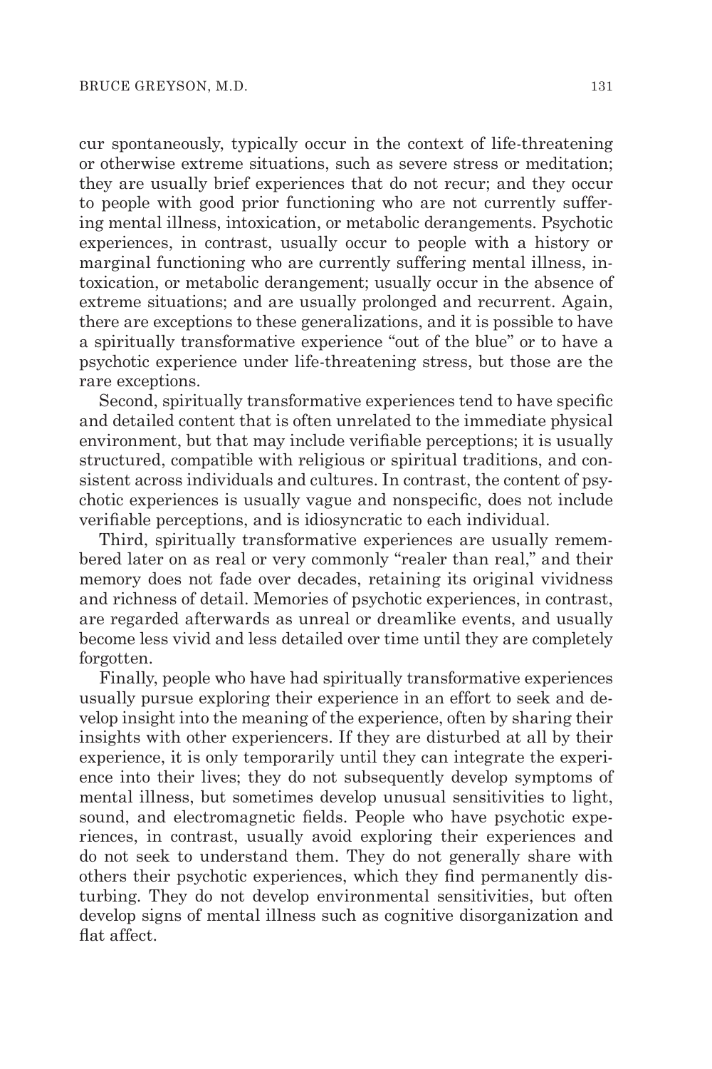cur spontaneously, typically occur in the context of life-threatening or otherwise extreme situations, such as severe stress or meditation; they are usually brief experiences that do not recur; and they occur to people with good prior functioning who are not currently suffering mental illness, intoxication, or metabolic derangements. Psychotic experiences, in contrast, usually occur to people with a history or marginal functioning who are currently suffering mental illness, intoxication, or metabolic derangement; usually occur in the absence of extreme situations; and are usually prolonged and recurrent. Again, there are exceptions to these generalizations, and it is possible to have a spiritually transformative experience "out of the blue" or to have a psychotic experience under life-threatening stress, but those are the rare exceptions.

Second, spiritually transformative experiences tend to have specific and detailed content that is often unrelated to the immediate physical environment, but that may include verifiable perceptions; it is usually structured, compatible with religious or spiritual traditions, and consistent across individuals and cultures. In contrast, the content of psychotic experiences is usually vague and nonspecific, does not include verifiable perceptions, and is idiosyncratic to each individual.

Third, spiritually transformative experiences are usually remembered later on as real or very commonly "realer than real," and their memory does not fade over decades, retaining its original vividness and richness of detail. Memories of psychotic experiences, in contrast, are regarded afterwards as unreal or dreamlike events, and usually become less vivid and less detailed over time until they are completely forgotten.

Finally, people who have had spiritually transformative experiences usually pursue exploring their experience in an effort to seek and develop insight into the meaning of the experience, often by sharing their insights with other experiencers. If they are disturbed at all by their experience, it is only temporarily until they can integrate the experience into their lives; they do not subsequently develop symptoms of mental illness, but sometimes develop unusual sensitivities to light, sound, and electromagnetic fields. People who have psychotic experiences, in contrast, usually avoid exploring their experiences and do not seek to understand them. They do not generally share with others their psychotic experiences, which they find permanently disturbing. They do not develop environmental sensitivities, but often develop signs of mental illness such as cognitive disorganization and flat affect.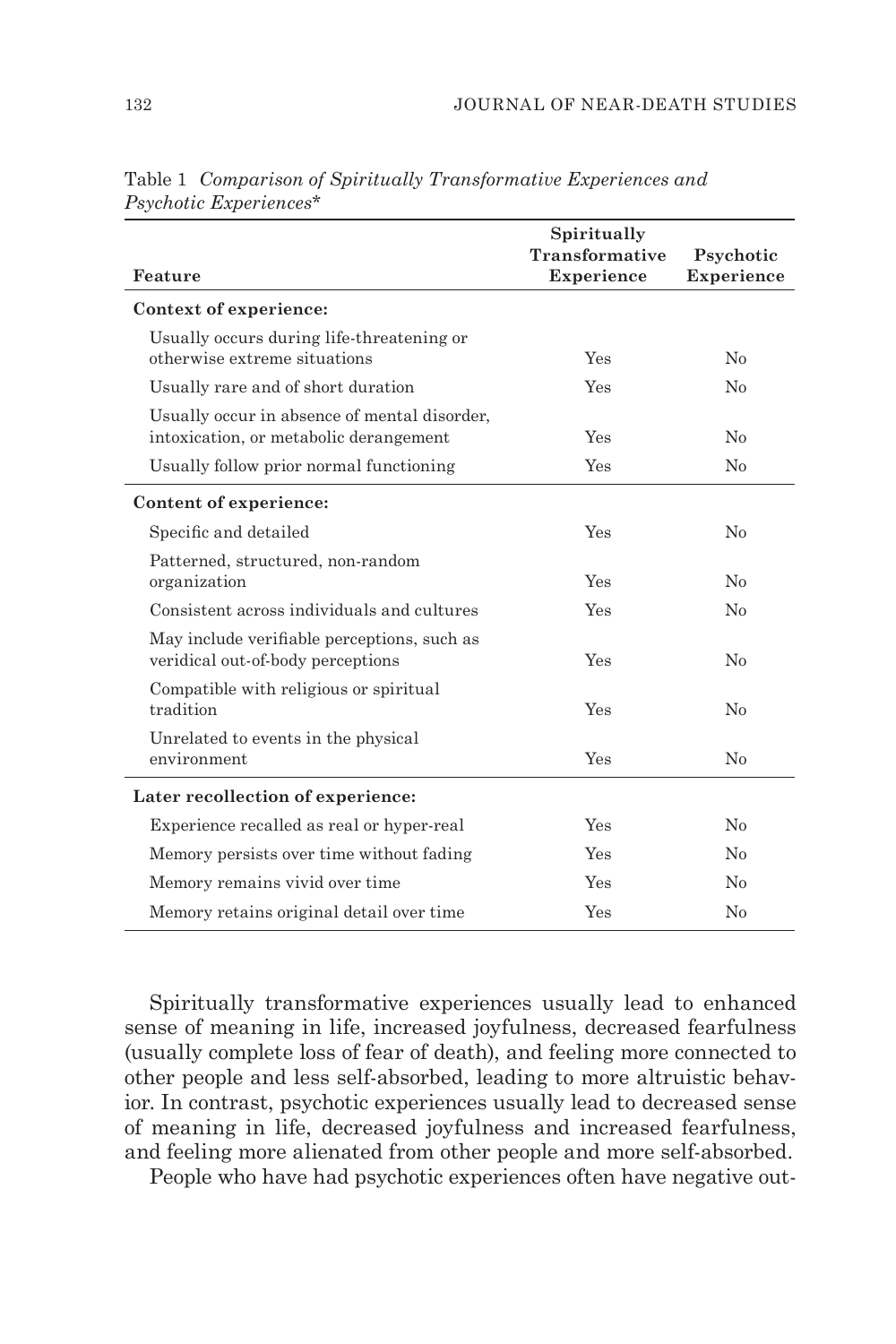Table 1 *Comparison of Spiritually Transformative Experiences and Psychotic Experiences**

| Feature | Spiritually Transformative Experience | Psychotic Experience |
|---|---|---|
| **Context of experience:** | | |
| Usually occurs during life-threatening or otherwise extreme situations | Yes | No |
| Usually rare and of short duration | Yes | No |
| Usually occur in absence of mental disorder, intoxication, or metabolic derangement | Yes | No |
| Usually follow prior normal functioning | Yes | No |
| **Content of experience:** | | |
| Specific and detailed | Yes | No |
| Patterned, structured, non-random organization | Yes | No |
| Consistent across individuals and cultures | Yes | No |
| May include verifiable perceptions, such as veridical out-of-body perceptions | Yes | No |
| Compatible with religious or spiritual tradition | Yes | No |
| Unrelated to events in the physical environment | Yes | No |
| **Later recollection of experience:** | | |
| Experience recalled as real or hyper-real | Yes | No |
| Memory persists over time without fading | Yes | No |
| Memory remains vivid over time | Yes | No |
| Memory retains original detail over time | Yes | No |

Spiritually transformative experiences usually lead to enhanced sense of meaning in life, increased joyfulness, decreased fearfulness (usually complete loss of fear of death), and feeling more connected to other people and less self-absorbed, leading to more altruistic behavior. In contrast, psychotic experiences usually lead to decreased sense of meaning in life, decreased joyfulness and increased fearfulness, and feeling more alienated from other people and more self-absorbed.

People who have had psychotic experiences often have negative out-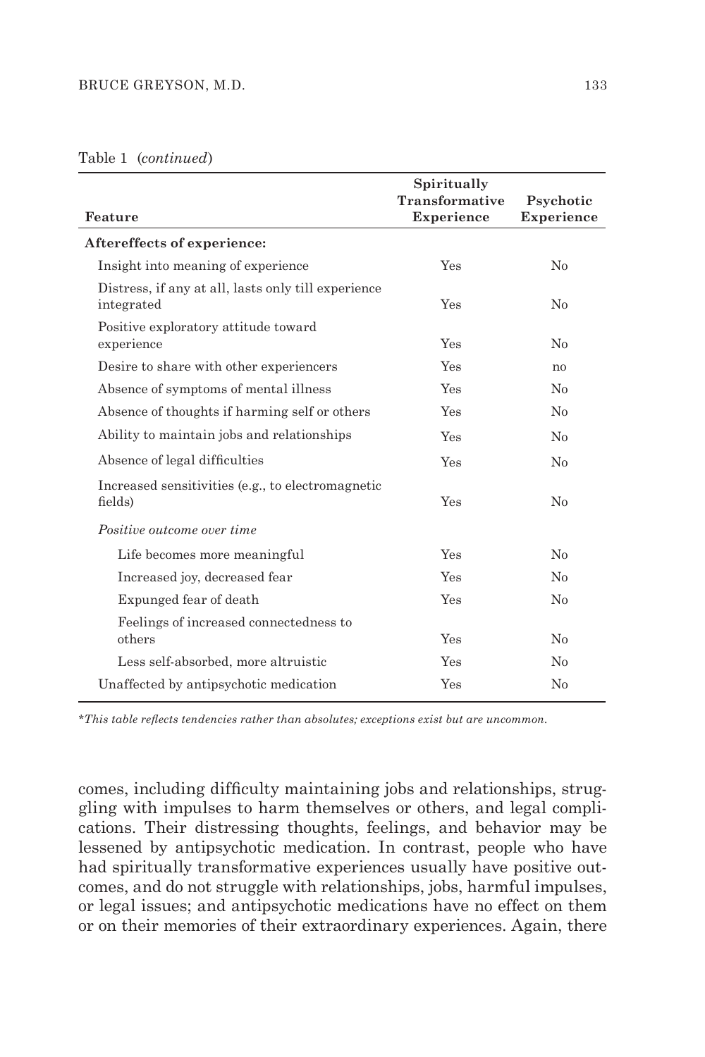Table 1 (*continued*)

| Feature | Spiritually Transformative Experience | Psychotic Experience |
|---|---|---|
| **Aftereffects of experience:** | | |
| Insight into meaning of experience | Yes | No |
| Distress, if any at all, lasts only till experience integrated | Yes | No |
| Positive exploratory attitude toward experience | Yes | No |
| Desire to share with other experiencers | Yes | no |
| Absence of symptoms of mental illness | Yes | No |
| Absence of thoughts if harming self or others | Yes | No |
| Ability to maintain jobs and relationships | Yes | No |
| Absence of legal difficulties | Yes | No |
| Increased sensitivities (e.g., to electromagnetic fields) | Yes | No |
| *Positive outcome over time* | | |
| Life becomes more meaningful | Yes | No |
| Increased joy, decreased fear | Yes | No |
| Expunged fear of death | Yes | No |
| Feelings of increased connectedness to others | Yes | No |
| Less self-absorbed, more altruistic | Yes | No |
| Unaffected by antipsychotic medication | Yes | No |

*\*This table reflects tendencies rather than absolutes; exceptions exist but are uncommon.*

comes, including difficulty maintaining jobs and relationships, struggling with impulses to harm themselves or others, and legal complications. Their distressing thoughts, feelings, and behavior may be lessened by antipsychotic medication. In contrast, people who have had spiritually transformative experiences usually have positive outcomes, and do not struggle with relationships, jobs, harmful impulses, or legal issues; and antipsychotic medications have no effect on them or on their memories of their extraordinary experiences. Again, there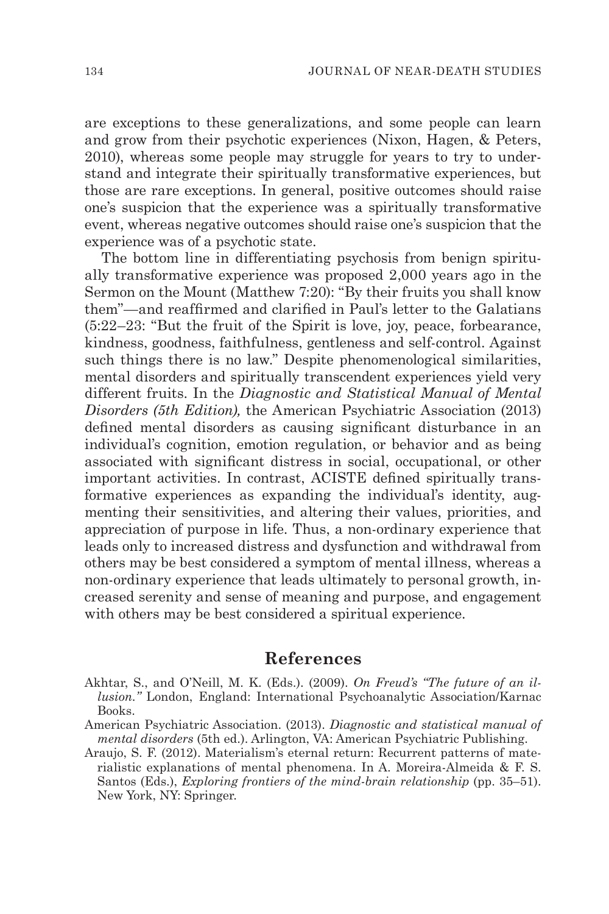are exceptions to these generalizations, and some people can learn and grow from their psychotic experiences (Nixon, Hagen, & Peters, 2010), whereas some people may struggle for years to try to understand and integrate their spiritually transformative experiences, but those are rare exceptions. In general, positive outcomes should raise one's suspicion that the experience was a spiritually transformative event, whereas negative outcomes should raise one's suspicion that the experience was of a psychotic state.

The bottom line in differentiating psychosis from benign spiritually transformative experience was proposed 2,000 years ago in the Sermon on the Mount (Matthew 7:20): "By their fruits you shall know them"—and reaffirmed and clarified in Paul's letter to the Galatians (5:22–23: "But the fruit of the Spirit is love, joy, peace, forbearance, kindness, goodness, faithfulness, gentleness and self-control. Against such things there is no law." Despite phenomenological similarities, mental disorders and spiritually transcendent experiences yield very different fruits. In the *Diagnostic and Statistical Manual of Mental Disorders (5th Edition),* the American Psychiatric Association (2013) defined mental disorders as causing significant disturbance in an individual's cognition, emotion regulation, or behavior and as being associated with significant distress in social, occupational, or other important activities. In contrast, ACISTE defined spiritually transformative experiences as expanding the individual's identity, augmenting their sensitivities, and altering their values, priorities, and appreciation of purpose in life. Thus, a non-ordinary experience that leads only to increased distress and dysfunction and withdrawal from others may be best considered a symptom of mental illness, whereas a non-ordinary experience that leads ultimately to personal growth, increased serenity and sense of meaning and purpose, and engagement with others may be best considered a spiritual experience.

## References

Akhtar, S., and O'Neill, M. K. (Eds.). (2009). *On Freud's "The future of an illusion."* London, England: International Psychoanalytic Association/Karnac Books.

American Psychiatric Association. (2013). *Diagnostic and statistical manual of mental disorders* (5th ed.). Arlington, VA: American Psychiatric Publishing.

Araujo, S. F. (2012). Materialism's eternal return: Recurrent patterns of materialistic explanations of mental phenomena. In A. Moreira-Almeida & F. S. Santos (Eds.), *Exploring frontiers of the mind-brain relationship* (pp. 35–51). New York, NY: Springer.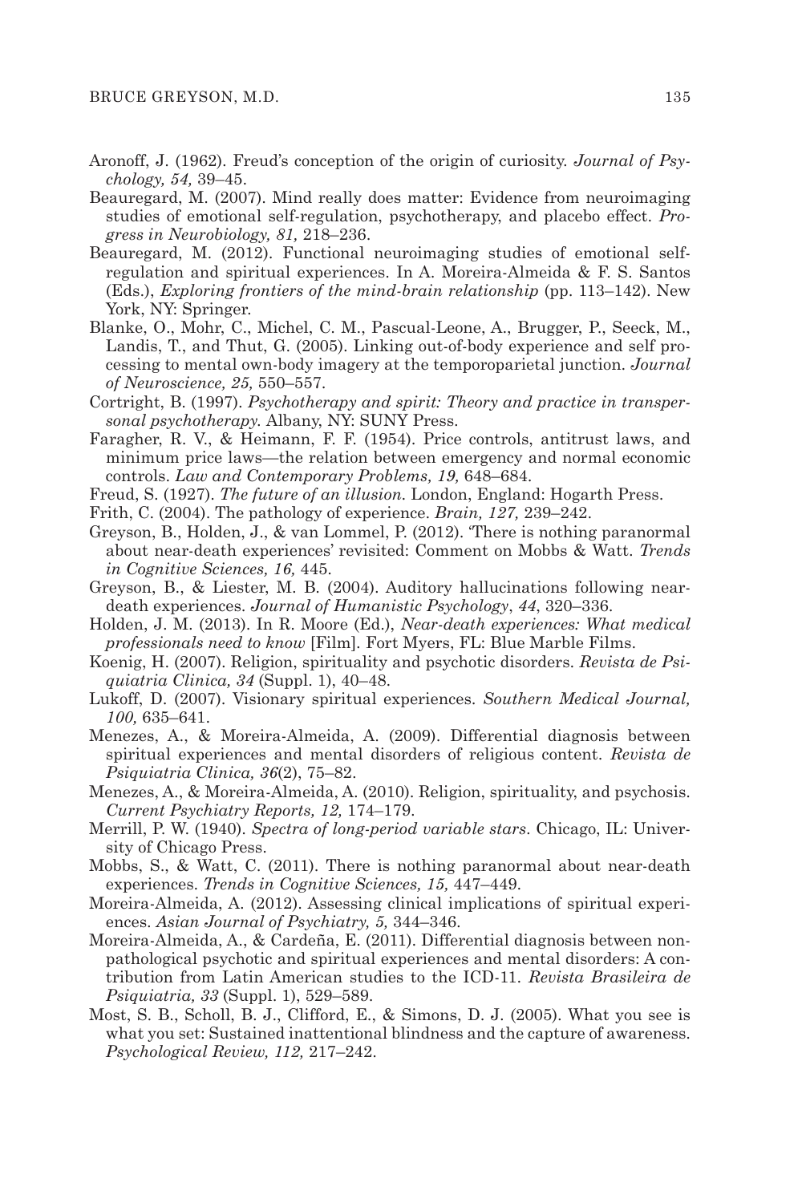Aronoff, J. (1962). Freud's conception of the origin of curiosity. *Journal of Psychology, 54,* 39–45.

Beauregard, M. (2007). Mind really does matter: Evidence from neuroimaging studies of emotional self-regulation, psychotherapy, and placebo effect. *Progress in Neurobiology, 81,* 218–236.

Beauregard, M. (2012). Functional neuroimaging studies of emotional self-regulation and spiritual experiences. In A. Moreira-Almeida & F. S. Santos (Eds.), *Exploring frontiers of the mind-brain relationship* (pp. 113–142). New York, NY: Springer.

Blanke, O., Mohr, C., Michel, C. M., Pascual-Leone, A., Brugger, P., Seeck, M., Landis, T., and Thut, G. (2005). Linking out-of-body experience and self processing to mental own-body imagery at the temporoparietal junction. *Journal of Neuroscience, 25,* 550–557.

Cortright, B. (1997). *Psychotherapy and spirit: Theory and practice in transpersonal psychotherapy.* Albany, NY: SUNY Press.

Faragher, R. V., & Heimann, F. F. (1954). Price controls, antitrust laws, and minimum price laws—the relation between emergency and normal economic controls. *Law and Contemporary Problems, 19,* 648–684.

Freud, S. (1927). *The future of an illusion.* London, England: Hogarth Press.

Frith, C. (2004). The pathology of experience. *Brain, 127,* 239–242.

Greyson, B., Holden, J., & van Lommel, P. (2012). 'There is nothing paranormal about near-death experiences' revisited: Comment on Mobbs & Watt. *Trends in Cognitive Sciences, 16,* 445.

Greyson, B., & Liester, M. B. (2004). Auditory hallucinations following near-death experiences. *Journal of Humanistic Psychology*, *44*, 320–336.

Holden, J. M. (2013). In R. Moore (Ed.), *Near-death experiences: What medical professionals need to know* [Film]. Fort Myers, FL: Blue Marble Films.

Koenig, H. (2007). Religion, spirituality and psychotic disorders. *Revista de Psiquiatria Clinica, 34* (Suppl. 1), 40–48.

Lukoff, D. (2007). Visionary spiritual experiences. *Southern Medical Journal, 100,* 635–641.

Menezes, A., & Moreira-Almeida, A. (2009). Differential diagnosis between spiritual experiences and mental disorders of religious content. *Revista de Psiquiatria Clinica, 36*(2), 75–82.

Menezes, A., & Moreira-Almeida, A. (2010). Religion, spirituality, and psychosis. *Current Psychiatry Reports, 12,* 174–179.

Merrill, P. W. (1940). *Spectra of long-period variable stars*. Chicago, IL: University of Chicago Press.

Mobbs, S., & Watt, C. (2011). There is nothing paranormal about near-death experiences. *Trends in Cognitive Sciences, 15,* 447–449.

Moreira-Almeida, A. (2012). Assessing clinical implications of spiritual experiences. *Asian Journal of Psychiatry, 5,* 344–346.

Moreira-Almeida, A., & Cardeña, E. (2011). Differential diagnosis between non-pathological psychotic and spiritual experiences and mental disorders: A contribution from Latin American studies to the ICD-11. *Revista Brasileira de Psiquiatria, 33* (Suppl. 1), 529–589.

Most, S. B., Scholl, B. J., Clifford, E., & Simons, D. J. (2005). What you see is what you set: Sustained inattentional blindness and the capture of awareness. *Psychological Review, 112,* 217–242.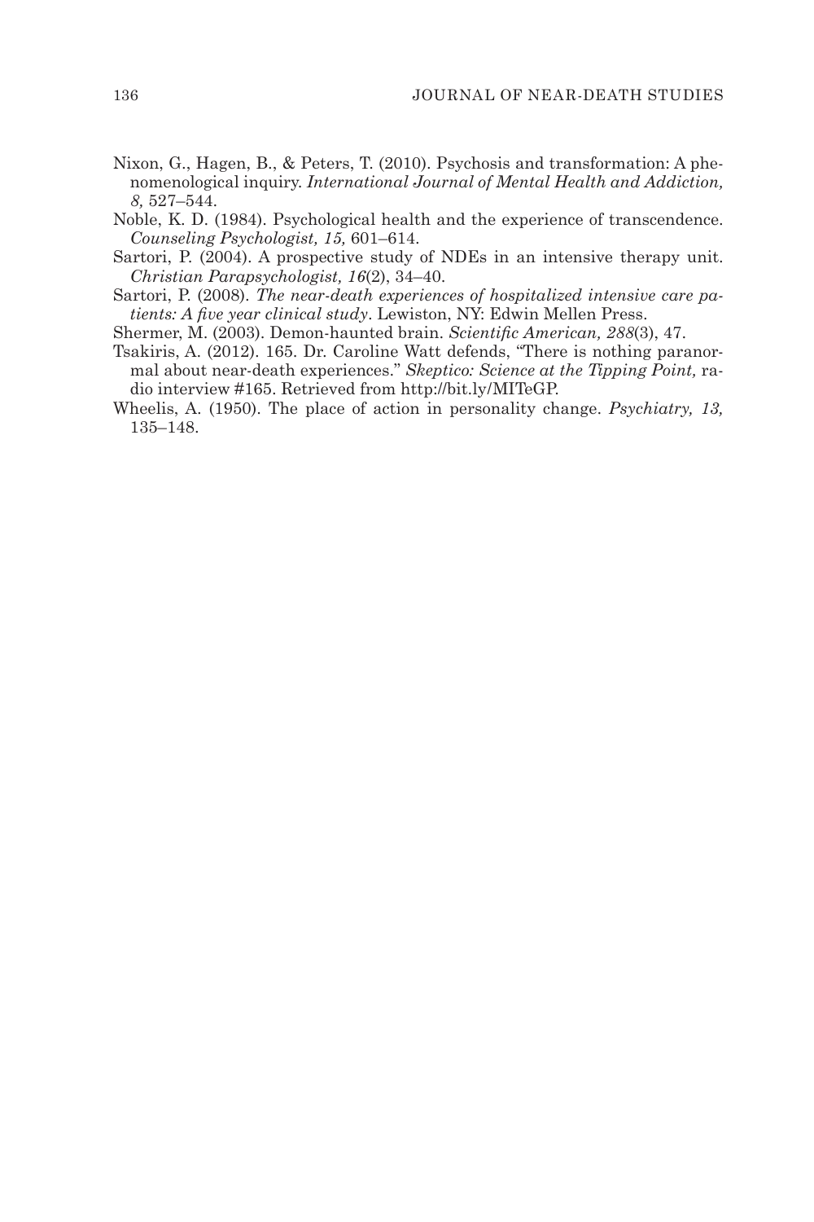Nixon, G., Hagen, B., & Peters, T. (2010). Psychosis and transformation: A phenomenological inquiry. *International Journal of Mental Health and Addiction, 8,* 527–544.

Noble, K. D. (1984). Psychological health and the experience of transcendence. *Counseling Psychologist, 15,* 601–614.

Sartori, P. (2004). A prospective study of NDEs in an intensive therapy unit. *Christian Parapsychologist, 16*(2), 34–40.

Sartori, P. (2008). *The near-death experiences of hospitalized intensive care patients: A five year clinical study*. Lewiston, NY: Edwin Mellen Press.

Shermer, M. (2003). Demon-haunted brain. *Scientific American, 288*(3), 47.

Tsakiris, A. (2012). 165. Dr. Caroline Watt defends, "There is nothing paranormal about near-death experiences." *Skeptico: Science at the Tipping Point,* radio interview #165. Retrieved from http://bit.ly/MITeGP.

Wheelis, A. (1950). The place of action in personality change. *Psychiatry, 13,* 135–148.